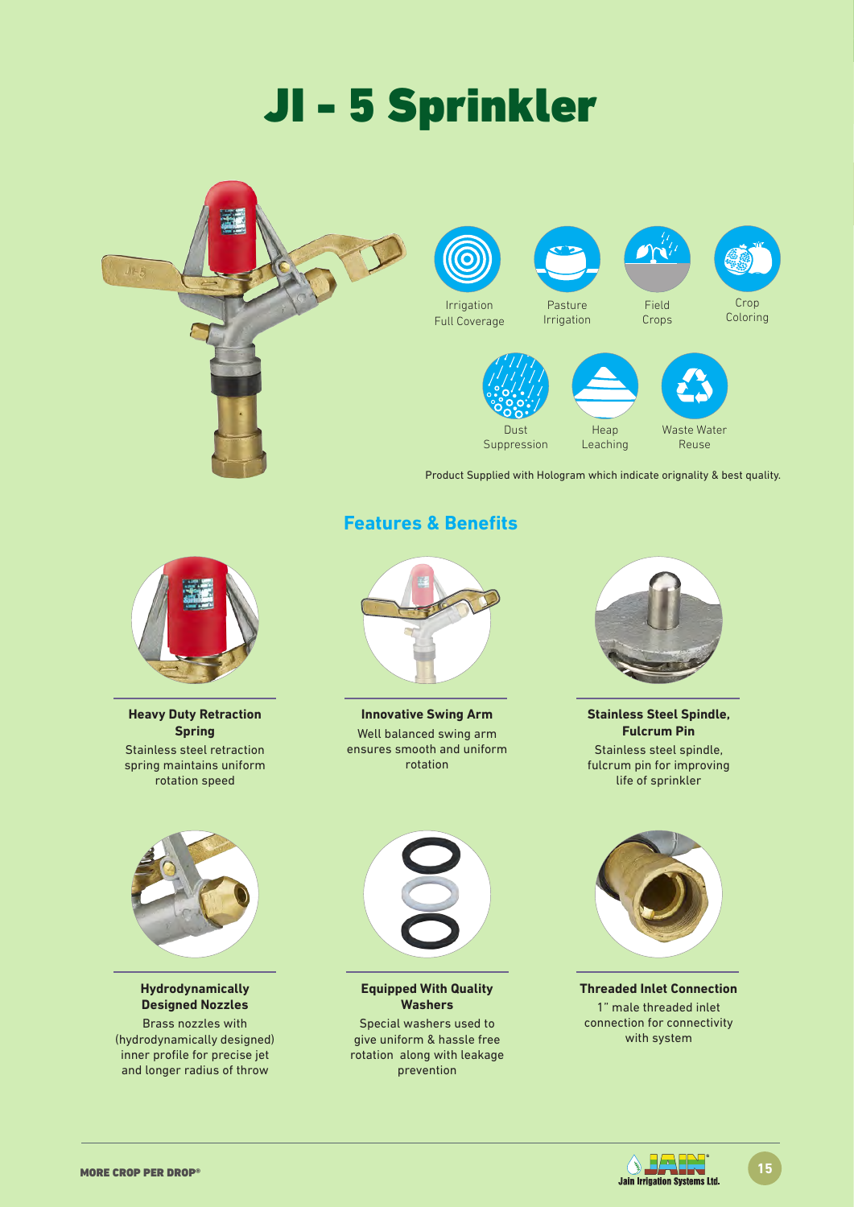# JI - 5 Sprinkler

Irrigation Full Coverage

Pasture Irrigation

Field Crops

Crop Coloring

Dust Suppression

Heap Leaching

Waste Water Reuse

Product Supplied with Hologram which indicate orignality & best quality.

## Features & Benefits

**Heavy Duty Retraction Spring**

Stainless steel retraction spring maintains uniform rotation speed

**Innovative Swing Arm**

Well balanced swing arm ensures smooth and uniform rotation

**Stainless Steel Spindle, Fulcrum Pin**

Stainless steel spindle, fulcrum pin for improving life of sprinkler

**Hydrodynamically Designed Nozzles**

Brass nozzles with (hydrodynamically designed) inner profile for precise jet and longer radius of throw

**Equipped With Quality Washers**

Special washers used to give uniform & hassle free rotation along with leakage prevention

**Threaded Inlet Connection**

1" male threaded inlet connection for connectivity with system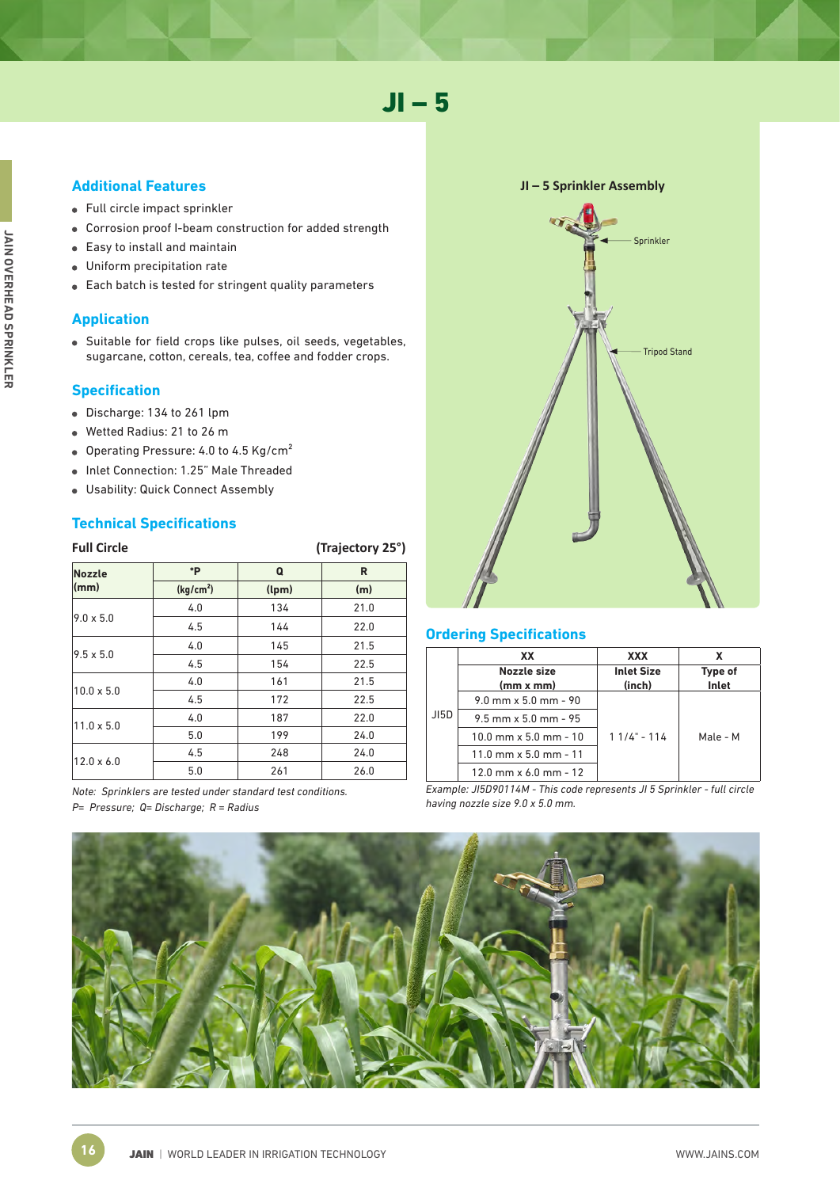# JI – 5

## Additional Features

- Full circle impact sprinkler
- Corrosion proof I-beam construction for added strength
- Easy to install and maintain
- Uniform precipitation rate
- Each batch is tested for stringent quality parameters

## Application

- Suitable for field crops like pulses, oil seeds, vegetables, sugarcane, cotton, cereals, tea, coffee and fodder crops.

## Specification

- Discharge: 134 to 261 lpm
- Wetted Radius: 21 to 26 m
- Operating Pressure: 4.0 to 4.5 Kg/cm$^2$
- Inlet Connection: 1.25" Male Threaded
- Usability: Quick Connect Assembly

## Technical Specifications

**Full Circle** **(Trajectory 25°)**

| Nozzle (mm) | *P (kg/cm$^2$) | Q (lpm) | R (m) |
|---|---|---|---|
| 9.0 x 5.0 | 4.0 | 134 | 21.0 |
| | 4.5 | 144 | 22.0 |
| 9.5 x 5.0 | 4.0 | 145 | 21.5 |
| | 4.5 | 154 | 22.5 |
| 10.0 x 5.0 | 4.0 | 161 | 21.5 |
| | 4.5 | 172 | 22.5 |
| 11.0 x 5.0 | 4.0 | 187 | 22.0 |
| | 5.0 | 199 | 24.0 |
| 12.0 x 6.0 | 4.5 | 248 | 24.0 |
| | 5.0 | 261 | 26.0 |

*Note: Sprinklers are tested under standard test conditions.*
*P= Pressure; Q= Discharge; R = Radius*

**JI – 5 Sprinkler Assembly**

Sprinkler

Tripod Stand

## Ordering Specifications

| | XX | XXX | X |
|---|---|---|---|
| | Nozzle size (mm x mm) | Inlet Size (inch) | Type of Inlet |
| JI5D | 9.0 mm x 5.0 mm - 90 | 1 1/4" - 114 | Male - M |
| | 9.5 mm x 5.0 mm - 95 | | |
| | 10.0 mm x 5.0 mm - 10 | | |
| | 11.0 mm x 5.0 mm - 11 | | |
| | 12.0 mm x 6.0 mm - 12 | | |

*Example: JI5D90114M - This code represents JI 5 Sprinkler - full circle having nozzle size 9.0 x 5.0 mm.*